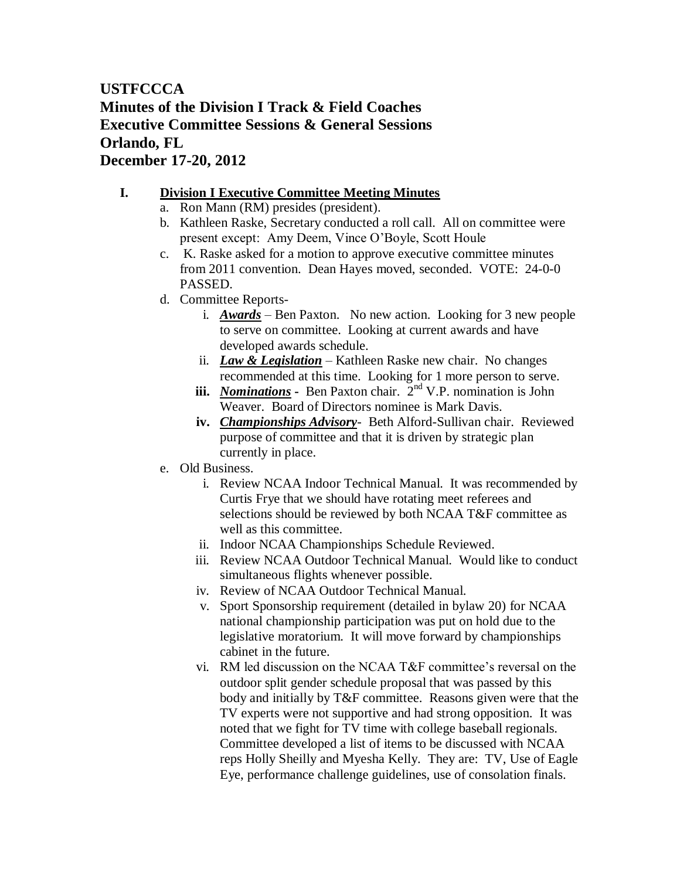**USTFCCCA**
**Minutes of the Division I Track & Field Coaches**
**Executive Committee Sessions & General Sessions**
**Orlando, FL**
**December 17-20, 2012**

**I. <u>Division I Executive Committee Meeting Minutes</u>**

a. Ron Mann (RM) presides (president).

b. Kathleen Raske, Secretary conducted a roll call. All on committee were present except: Amy Deem, Vince O'Boyle, Scott Houle

c. K. Raske asked for a motion to approve executive committee minutes from 2011 convention. Dean Hayes moved, seconded. VOTE: 24-0-0 PASSED.

d. Committee Reports-

   i. ***<u>Awards</u>*** – Ben Paxton. No new action. Looking for 3 new people to serve on committee. Looking at current awards and have developed awards schedule.

   ii. ***<u>Law & Legislation</u>*** – Kathleen Raske new chair. No changes recommended at this time. Looking for 1 more person to serve.

   **iii.** ***<u>Nominations</u>*** **-** Ben Paxton chair. 2nd V.P. nomination is John Weaver. Board of Directors nominee is Mark Davis.

   **iv.** ***<u>Championships Advisory</u>***- Beth Alford-Sullivan chair. Reviewed purpose of committee and that it is driven by strategic plan currently in place.

e. Old Business.

   i. Review NCAA Indoor Technical Manual. It was recommended by Curtis Frye that we should have rotating meet referees and selections should be reviewed by both NCAA T&F committee as well as this committee.

   ii. Indoor NCAA Championships Schedule Reviewed.

   iii. Review NCAA Outdoor Technical Manual. Would like to conduct simultaneous flights whenever possible.

   iv. Review of NCAA Outdoor Technical Manual.

   v. Sport Sponsorship requirement (detailed in bylaw 20) for NCAA national championship participation was put on hold due to the legislative moratorium. It will move forward by championships cabinet in the future.

   vi. RM led discussion on the NCAA T&F committee's reversal on the outdoor split gender schedule proposal that was passed by this body and initially by T&F committee. Reasons given were that the TV experts were not supportive and had strong opposition. It was noted that we fight for TV time with college baseball regionals. Committee developed a list of items to be discussed with NCAA reps Holly Sheilly and Myesha Kelly. They are: TV, Use of Eagle Eye, performance challenge guidelines, use of consolation finals.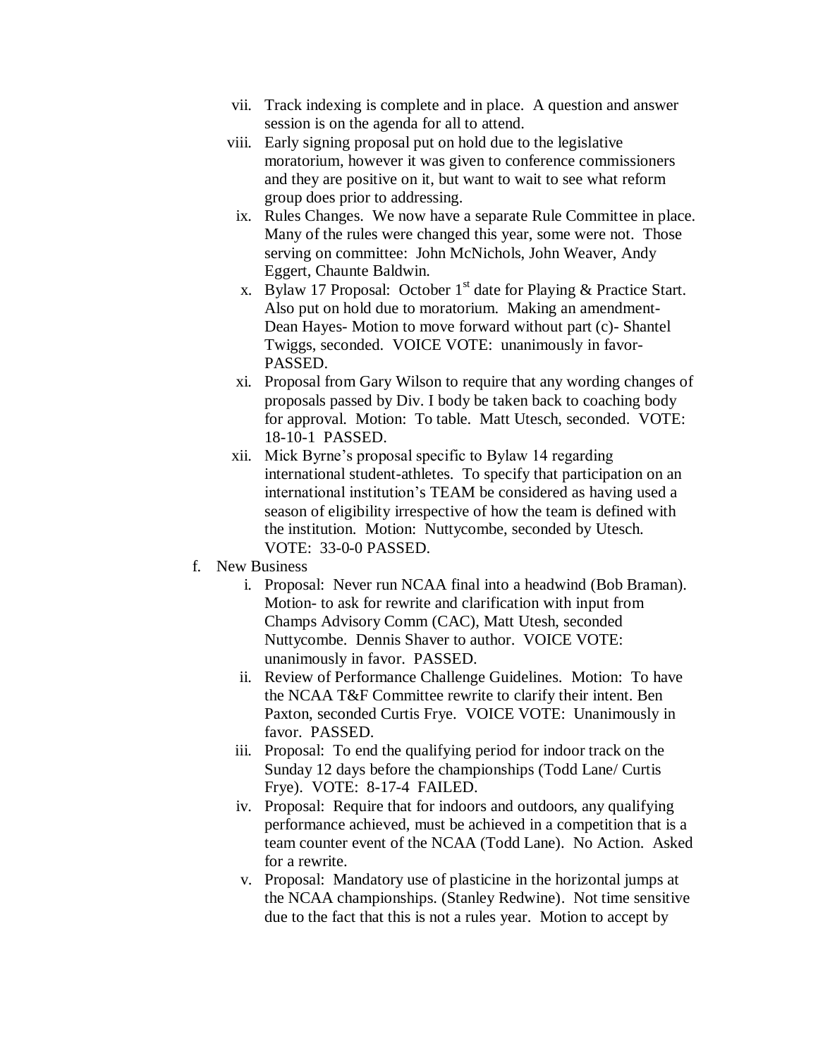vii. Track indexing is complete and in place. A question and answer session is on the agenda for all to attend.

viii. Early signing proposal put on hold due to the legislative moratorium, however it was given to conference commissioners and they are positive on it, but want to wait to see what reform group does prior to addressing.

ix. Rules Changes. We now have a separate Rule Committee in place. Many of the rules were changed this year, some were not. Those serving on committee: John McNichols, John Weaver, Andy Eggert, Chaunte Baldwin.

x. Bylaw 17 Proposal: October 1st date for Playing & Practice Start. Also put on hold due to moratorium. Making an amendment- Dean Hayes- Motion to move forward without part (c)- Shantel Twiggs, seconded. VOICE VOTE: unanimously in favor- PASSED.

xi. Proposal from Gary Wilson to require that any wording changes of proposals passed by Div. I body be taken back to coaching body for approval. Motion: To table. Matt Utesch, seconded. VOTE: 18-10-1 PASSED.

xii. Mick Byrne's proposal specific to Bylaw 14 regarding international student-athletes. To specify that participation on an international institution's TEAM be considered as having used a season of eligibility irrespective of how the team is defined with the institution. Motion: Nuttycombe, seconded by Utesch. VOTE: 33-0-0 PASSED.

f. New Business

i. Proposal: Never run NCAA final into a headwind (Bob Braman). Motion- to ask for rewrite and clarification with input from Champs Advisory Comm (CAC), Matt Utesh, seconded Nuttycombe. Dennis Shaver to author. VOICE VOTE: unanimously in favor. PASSED.

ii. Review of Performance Challenge Guidelines. Motion: To have the NCAA T&F Committee rewrite to clarify their intent. Ben Paxton, seconded Curtis Frye. VOICE VOTE: Unanimously in favor. PASSED.

iii. Proposal: To end the qualifying period for indoor track on the Sunday 12 days before the championships (Todd Lane/ Curtis Frye). VOTE: 8-17-4 FAILED.

iv. Proposal: Require that for indoors and outdoors, any qualifying performance achieved, must be achieved in a competition that is a team counter event of the NCAA (Todd Lane). No Action. Asked for a rewrite.

v. Proposal: Mandatory use of plasticine in the horizontal jumps at the NCAA championships. (Stanley Redwine). Not time sensitive due to the fact that this is not a rules year. Motion to accept by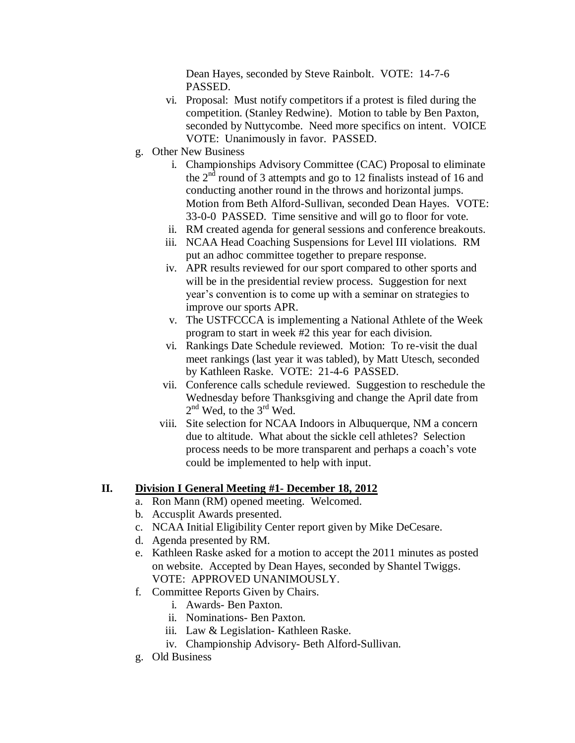Dean Hayes, seconded by Steve Rainbolt. VOTE: 14-7-6 PASSED.

vi. Proposal: Must notify competitors if a protest is filed during the competition. (Stanley Redwine). Motion to table by Ben Paxton, seconded by Nuttycombe. Need more specifics on intent. VOICE VOTE: Unanimously in favor. PASSED.

g. Other New Business

i. Championships Advisory Committee (CAC) Proposal to eliminate the 2nd round of 3 attempts and go to 12 finalists instead of 16 and conducting another round in the throws and horizontal jumps. Motion from Beth Alford-Sullivan, seconded Dean Hayes. VOTE: 33-0-0 PASSED. Time sensitive and will go to floor for vote.

ii. RM created agenda for general sessions and conference breakouts.

iii. NCAA Head Coaching Suspensions for Level III violations. RM put an adhoc committee together to prepare response.

iv. APR results reviewed for our sport compared to other sports and will be in the presidential review process. Suggestion for next year's convention is to come up with a seminar on strategies to improve our sports APR.

v. The USTFCCCA is implementing a National Athlete of the Week program to start in week #2 this year for each division.

vi. Rankings Date Schedule reviewed. Motion: To re-visit the dual meet rankings (last year it was tabled), by Matt Utesch, seconded by Kathleen Raske. VOTE: 21-4-6 PASSED.

vii. Conference calls schedule reviewed. Suggestion to reschedule the Wednesday before Thanksgiving and change the April date from 2nd Wed, to the 3rd Wed.

viii. Site selection for NCAA Indoors in Albuquerque, NM a concern due to altitude. What about the sickle cell athletes? Selection process needs to be more transparent and perhaps a coach's vote could be implemented to help with input.

## II. Division I General Meeting #1- December 18, 2012

a. Ron Mann (RM) opened meeting. Welcomed.

b. Accusplit Awards presented.

c. NCAA Initial Eligibility Center report given by Mike DeCesare.

d. Agenda presented by RM.

e. Kathleen Raske asked for a motion to accept the 2011 minutes as posted on website. Accepted by Dean Hayes, seconded by Shantel Twiggs. VOTE: APPROVED UNANIMOUSLY.

f. Committee Reports Given by Chairs.

i. Awards- Ben Paxton.

ii. Nominations- Ben Paxton.

iii. Law & Legislation- Kathleen Raske.

iv. Championship Advisory- Beth Alford-Sullivan.

g. Old Business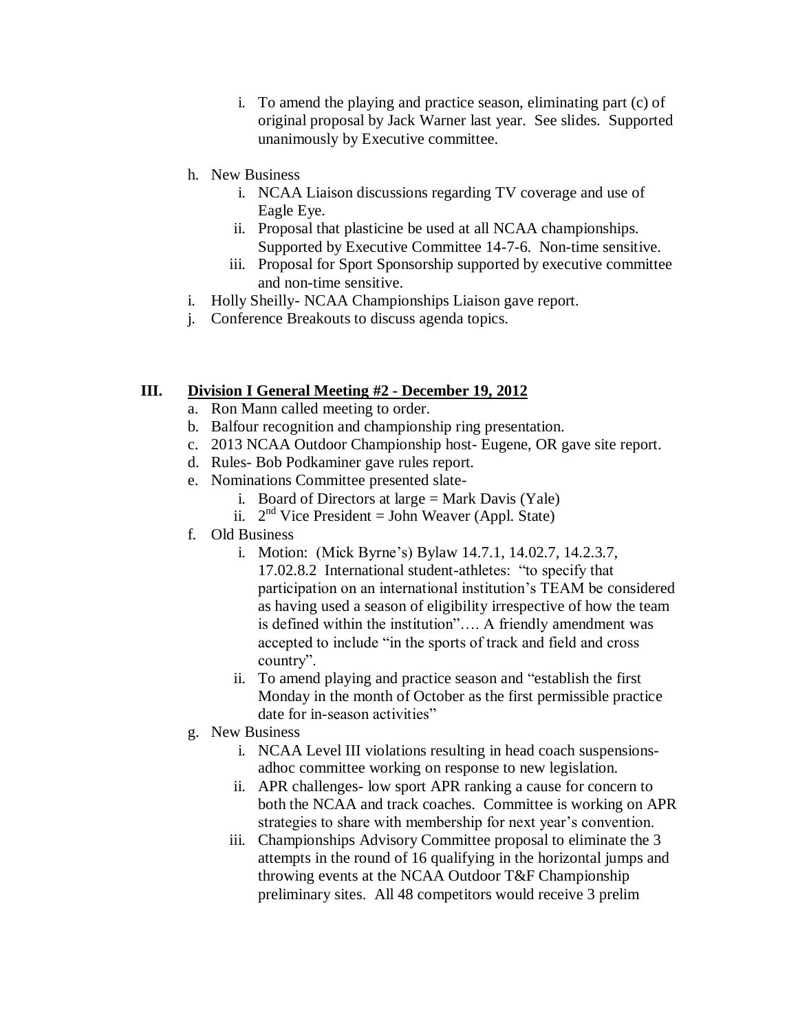i. To amend the playing and practice season, eliminating part (c) of original proposal by Jack Warner last year. See slides. Supported unanimously by Executive committee.

h. New Business
   i. NCAA Liaison discussions regarding TV coverage and use of Eagle Eye.
   ii. Proposal that plasticine be used at all NCAA championships. Supported by Executive Committee 14-7-6. Non-time sensitive.
   iii. Proposal for Sport Sponsorship supported by executive committee and non-time sensitive.

i. Holly Sheilly- NCAA Championships Liaison gave report.

j. Conference Breakouts to discuss agenda topics.

## III. Division I General Meeting #2 - December 19, 2012

a. Ron Mann called meeting to order.

b. Balfour recognition and championship ring presentation.

c. 2013 NCAA Outdoor Championship host- Eugene, OR gave site report.

d. Rules- Bob Podkaminer gave rules report.

e. Nominations Committee presented slate-
   i. Board of Directors at large = Mark Davis (Yale)
   ii. 2nd Vice President = John Weaver (Appl. State)

f. Old Business
   i. Motion: (Mick Byrne's) Bylaw 14.7.1, 14.02.7, 14.2.3.7, 17.02.8.2 International student-athletes: "to specify that participation on an international institution's TEAM be considered as having used a season of eligibility irrespective of how the team is defined within the institution"…. A friendly amendment was accepted to include "in the sports of track and field and cross country".
   ii. To amend playing and practice season and "establish the first Monday in the month of October as the first permissible practice date for in-season activities"

g. New Business
   i. NCAA Level III violations resulting in head coach suspensions- adhoc committee working on response to new legislation.
   ii. APR challenges- low sport APR ranking a cause for concern to both the NCAA and track coaches. Committee is working on APR strategies to share with membership for next year's convention.
   iii. Championships Advisory Committee proposal to eliminate the 3 attempts in the round of 16 qualifying in the horizontal jumps and throwing events at the NCAA Outdoor T&F Championship preliminary sites. All 48 competitors would receive 3 prelim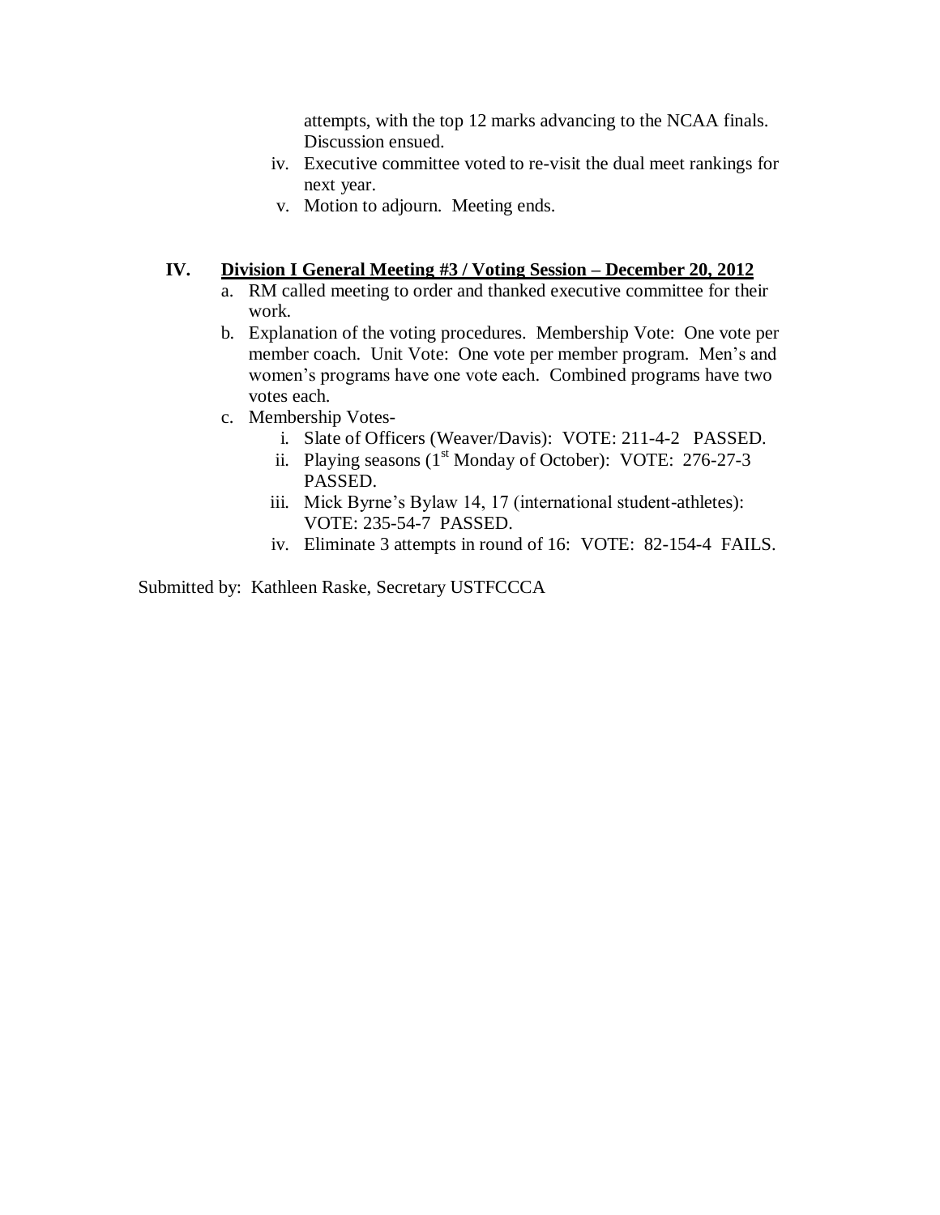attempts, with the top 12 marks advancing to the NCAA finals. Discussion ensued.

iv. Executive committee voted to re-visit the dual meet rankings for next year.

v. Motion to adjourn. Meeting ends.

## IV. Division I General Meeting #3 / Voting Session – December 20, 2012

a. RM called meeting to order and thanked executive committee for their work.

b. Explanation of the voting procedures. Membership Vote: One vote per member coach. Unit Vote: One vote per member program. Men's and women's programs have one vote each. Combined programs have two votes each.

c. Membership Votes-

   i. Slate of Officers (Weaver/Davis): VOTE: 211-4-2 PASSED.

   ii. Playing seasons (1st Monday of October): VOTE: 276-27-3 PASSED.

   iii. Mick Byrne's Bylaw 14, 17 (international student-athletes): VOTE: 235-54-7 PASSED.

   iv. Eliminate 3 attempts in round of 16: VOTE: 82-154-4 FAILS.

Submitted by: Kathleen Raske, Secretary USTFCCCA